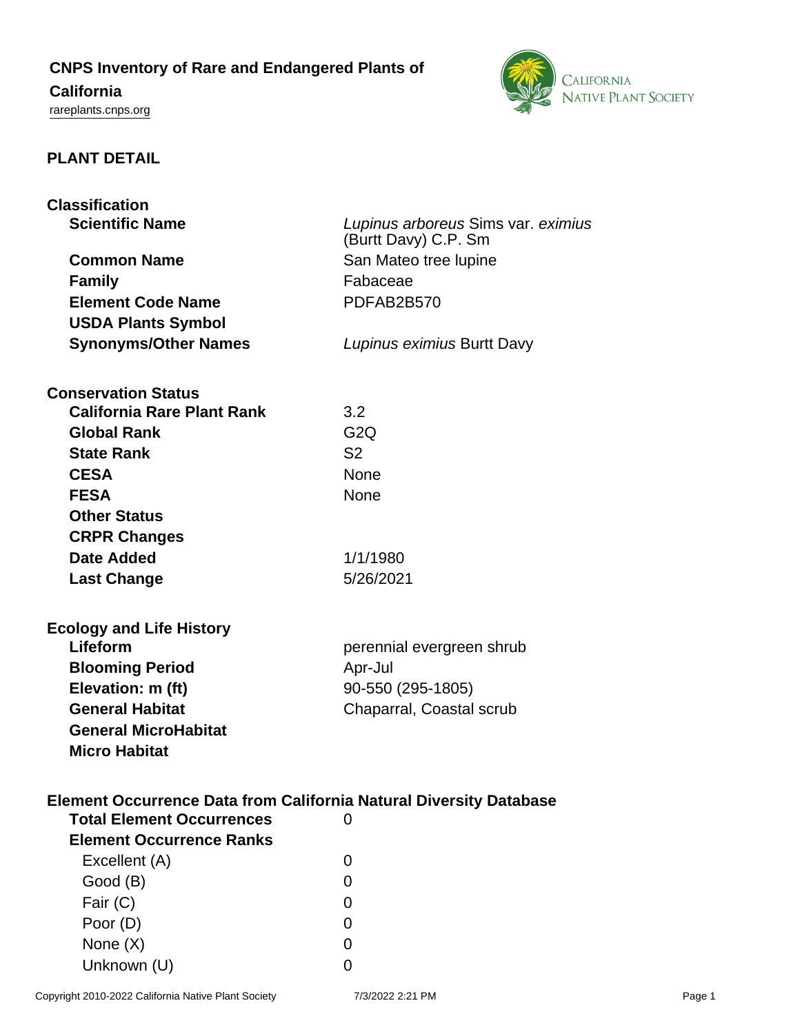# CNPS Inventory of Rare and Endangered Plants of California

rareplants.cnps.org

## PLANT DETAIL

### Classification

| | |
|---|---|
| **Scientific Name** | *Lupinus arboreus* Sims var. *eximius* (Burtt Davy) C.P. Sm |
| **Common Name** | San Mateo tree lupine |
| **Family** | Fabaceae |
| **Element Code Name** | PDFAB2B570 |
| **USDA Plants Symbol** | |
| **Synonyms/Other Names** | *Lupinus eximius* Burtt Davy |

### Conservation Status

| | |
|---|---|
| **California Rare Plant Rank** | 3.2 |
| **Global Rank** | G2Q |
| **State Rank** | S2 |
| **CESA** | None |
| **FESA** | None |
| **Other Status** | |
| **CRPR Changes** | |
| **Date Added** | 1/1/1980 |
| **Last Change** | 5/26/2021 |

### Ecology and Life History

| | |
|---|---|
| **Lifeform** | perennial evergreen shrub |
| **Blooming Period** | Apr-Jul |
| **Elevation: m (ft)** | 90-550 (295-1805) |
| **General Habitat** | Chaparral, Coastal scrub |
| **General MicroHabitat** | |
| **Micro Habitat** | |

### Element Occurrence Data from California Natural Diversity Database

| | |
|---|---|
| **Total Element Occurrences** | 0 |
| **Element Occurrence Ranks** | |
| Excellent (A) | 0 |
| Good (B) | 0 |
| Fair (C) | 0 |
| Poor (D) | 0 |
| None (X) | 0 |
| Unknown (U) | 0 |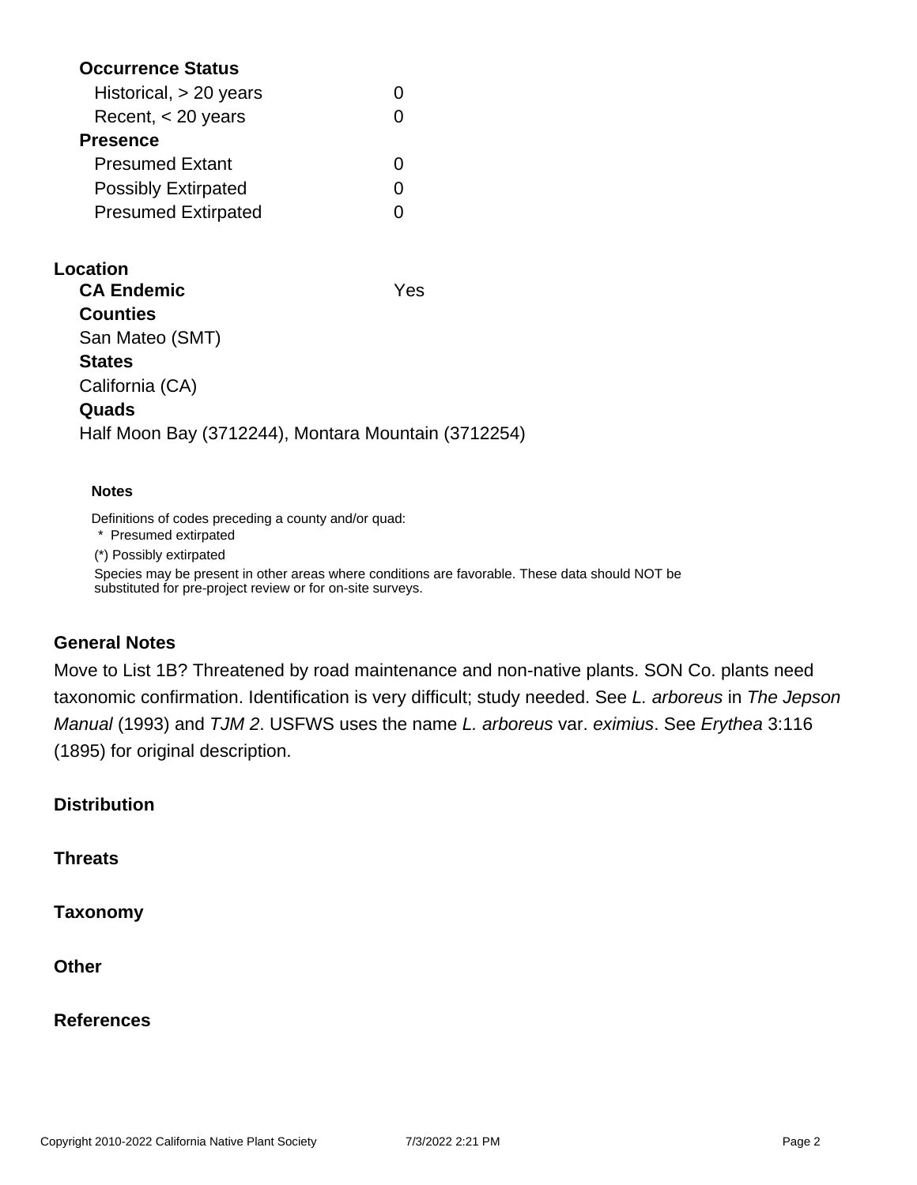**Occurrence Status**

| | |
|---|---|
| Historical, > 20 years | 0 |
| Recent, < 20 years | 0 |

**Presence**

| | |
|---|---|
| Presumed Extant | 0 |
| Possibly Extirpated | 0 |
| Presumed Extirpated | 0 |

## Location

**CA Endemic** Yes

**Counties**

San Mateo (SMT)

**States**

California (CA)

**Quads**

Half Moon Bay (3712244), Montara Mountain (3712254)

**Notes**

Definitions of codes preceding a county and/or quad:

\* Presumed extirpated

(*) Possibly extirpated

Species may be present in other areas where conditions are favorable. These data should NOT be substituted for pre-project review or for on-site surveys.

## General Notes

Move to List 1B? Threatened by road maintenance and non-native plants. SON Co. plants need taxonomic confirmation. Identification is very difficult; study needed. See *L. arboreus* in *The Jepson Manual* (1993) and *TJM 2*. USFWS uses the name *L. arboreus* var. *eximius*. See *Erythea* 3:116 (1895) for original description.

## Distribution

## Threats

## Taxonomy

## Other

## References